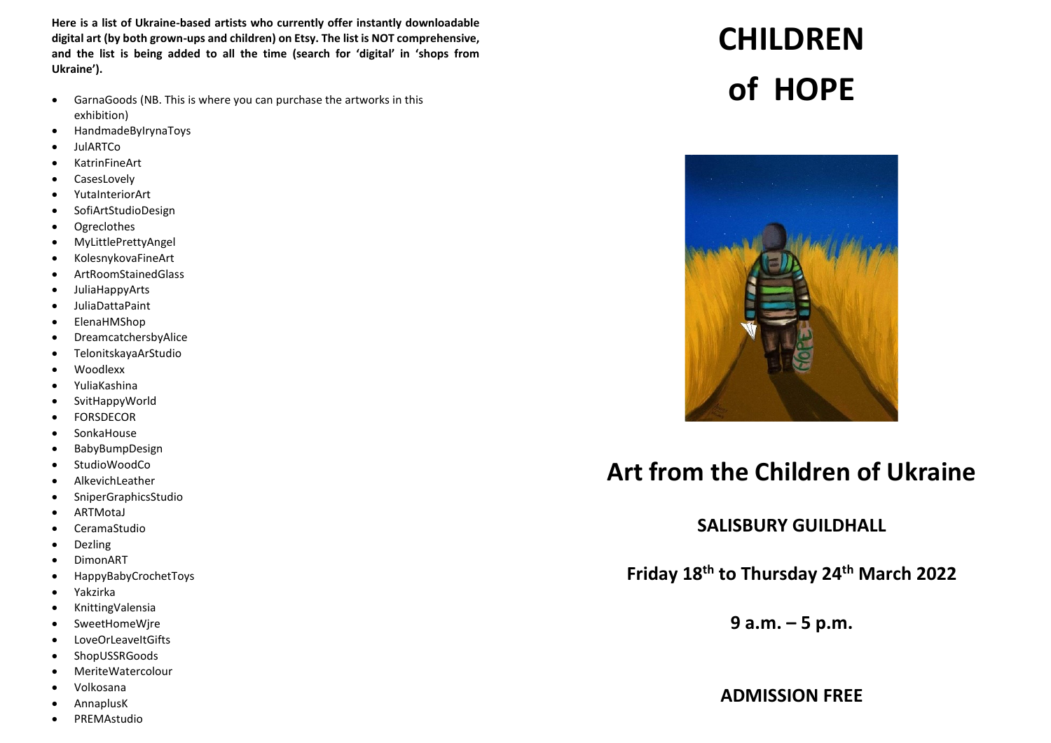**Here is a list of Ukraine-based artists who currently offer instantly downloadable digital art (by both grown-ups and children) on Etsy. The list is NOT comprehensive, and the list is being added to all the time (search for 'digital' in 'shops from Ukraine').**

- GarnaGoods (NB. This is where you can purchase the artworks in this exhibition)
- HandmadeByIrynaToys
- JulARTCo
- KatrinFineArt
- CasesLovely
- YutaInteriorArt
- SofiArtStudioDesign
- Ogreclothes
- MyLittlePrettyAngel
- KolesnykovaFineArt
- ArtRoomStainedGlass
- JuliaHappyArts
- JuliaDattaPaint
- ElenaHMShop
- DreamcatchersbyAlice
- TelonitskayaArStudio
- Woodlexx
- YuliaKashina
- SvitHappyWorld
- FORSDECOR
- SonkaHouse
- BabyBumpDesign
- StudioWoodCo
- AlkevichLeather
- SniperGraphicsStudio
- ARTMotaJ
- CeramaStudio
- Dezling
- DimonART
- HappyBabyCrochetToys
- Yakzirka
- KnittingValensia
- SweetHomeWjre
- LoveOrLeaveItGifts
- ShopUSSRGoods
- MeriteWatercolour
- Volkosana
- AnnaplusK
- PREMAstudio

# CHILDREN of HOPE

## Art from the Children of Ukraine

### SALISBURY GUILDHALL

### Friday 18th to Thursday 24th March 2022

### 9 a.m. – 5 p.m.

### ADMISSION FREE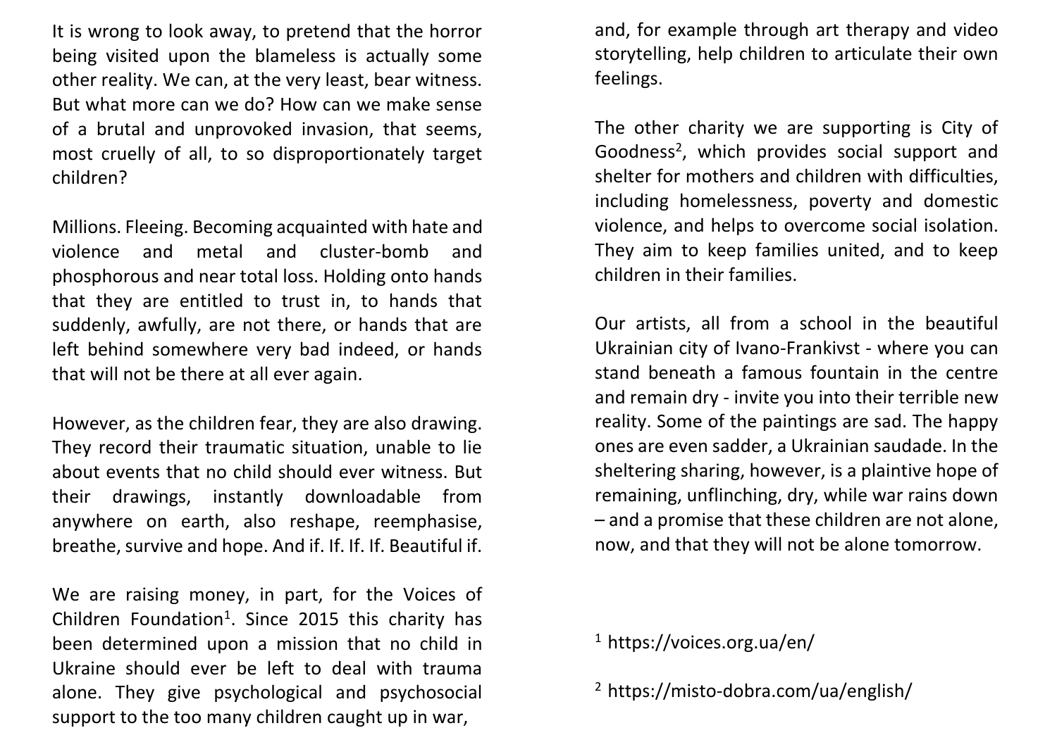It is wrong to look away, to pretend that the horror being visited upon the blameless is actually some other reality. We can, at the very least, bear witness. But what more can we do? How can we make sense of a brutal and unprovoked invasion, that seems, most cruelly of all, to so disproportionately target children?

Millions. Fleeing. Becoming acquainted with hate and violence and metal and cluster-bomb and phosphorous and near total loss. Holding onto hands that they are entitled to trust in, to hands that suddenly, awfully, are not there, or hands that are left behind somewhere very bad indeed, or hands that will not be there at all ever again.

However, as the children fear, they are also drawing. They record their traumatic situation, unable to lie about events that no child should ever witness. But their drawings, instantly downloadable from anywhere on earth, also reshape, reemphasise, breathe, survive and hope. And if. If. If. If. Beautiful if.

We are raising money, in part, for the Voices of Children Foundation[1]. Since 2015 this charity has been determined upon a mission that no child in Ukraine should ever be left to deal with trauma alone. They give psychological and psychosocial support to the too many children caught up in war, and, for example through art therapy and video storytelling, help children to articulate their own feelings.

The other charity we are supporting is City of Goodness[2], which provides social support and shelter for mothers and children with difficulties, including homelessness, poverty and domestic violence, and helps to overcome social isolation. They aim to keep families united, and to keep children in their families.

Our artists, all from a school in the beautiful Ukrainian city of Ivano-Frankivst - where you can stand beneath a famous fountain in the centre and remain dry - invite you into their terrible new reality. Some of the paintings are sad. The happy ones are even sadder, a Ukrainian saudade. In the sheltering sharing, however, is a plaintive hope of remaining, unflinching, dry, while war rains down – and a promise that these children are not alone, now, and that they will not be alone tomorrow.

[1] https://voices.org.ua/en/

[2] https://misto-dobra.com/ua/english/